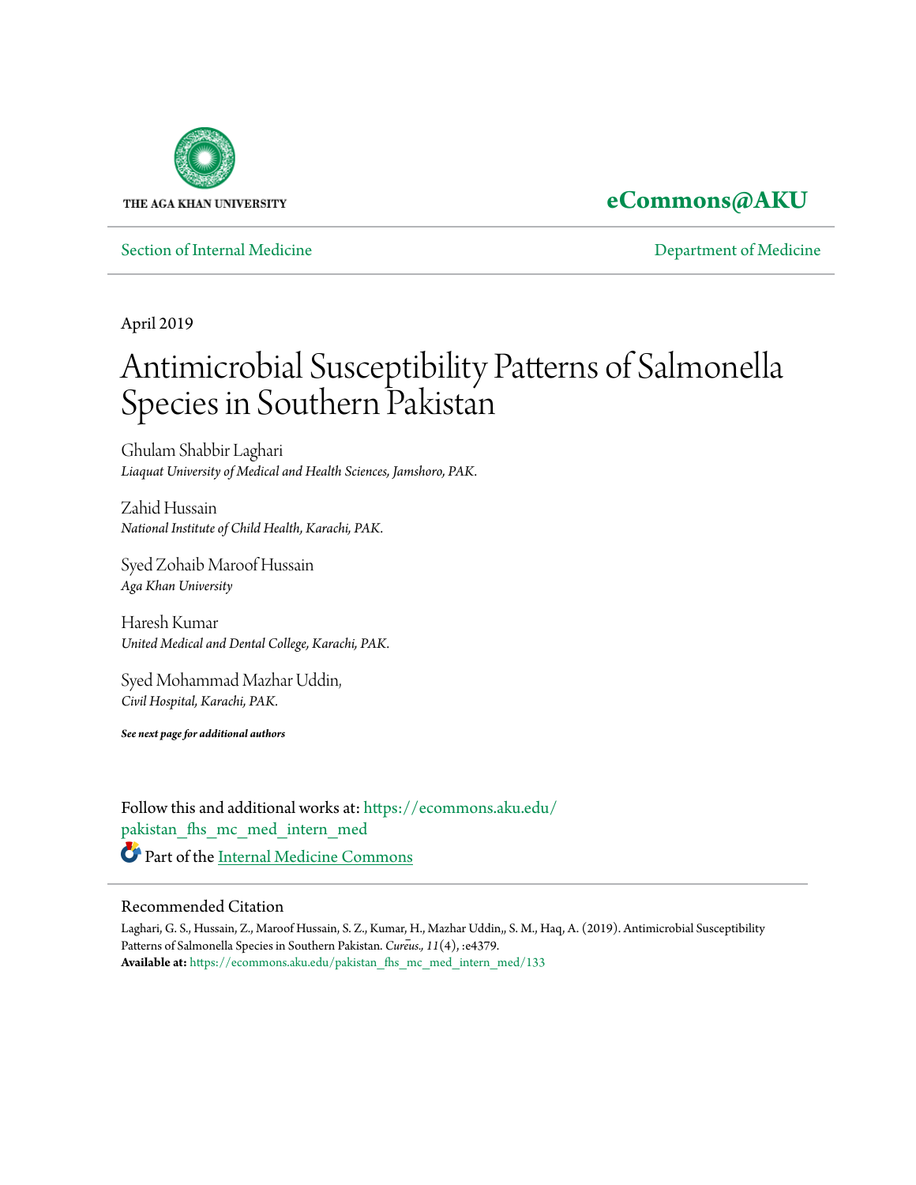THE AGA KHAN UNIVERSITY

**eCommons@AKU**

Section of Internal Medicine | Department of Medicine

April 2019

# Antimicrobial Susceptibility Patterns of Salmonella Species in Southern Pakistan

Ghulam Shabbir Laghari
*Liaquat University of Medical and Health Sciences, Jamshoro, PAK.*

Zahid Hussain
*National Institute of Child Health, Karachi, PAK.*

Syed Zohaib Maroof Hussain
*Aga Khan University*

Haresh Kumar
*United Medical and Dental College, Karachi, PAK.*

Syed Mohammad Mazhar Uddin,
*Civil Hospital, Karachi, PAK.*

***See next page for additional authors***

Follow this and additional works at: https://ecommons.aku.edu/pakistan_fhs_mc_med_intern_med

Part of the Internal Medicine Commons

## Recommended Citation

Laghari, G. S., Hussain, Z., Maroof Hussain, S. Z., Kumar, H., Mazhar Uddin,, S. M., Haq, A. (2019). Antimicrobial Susceptibility Patterns of Salmonella Species in Southern Pakistan. *Curēus., 11*(4), :e4379.
**Available at:** https://ecommons.aku.edu/pakistan_fhs_mc_med_intern_med/133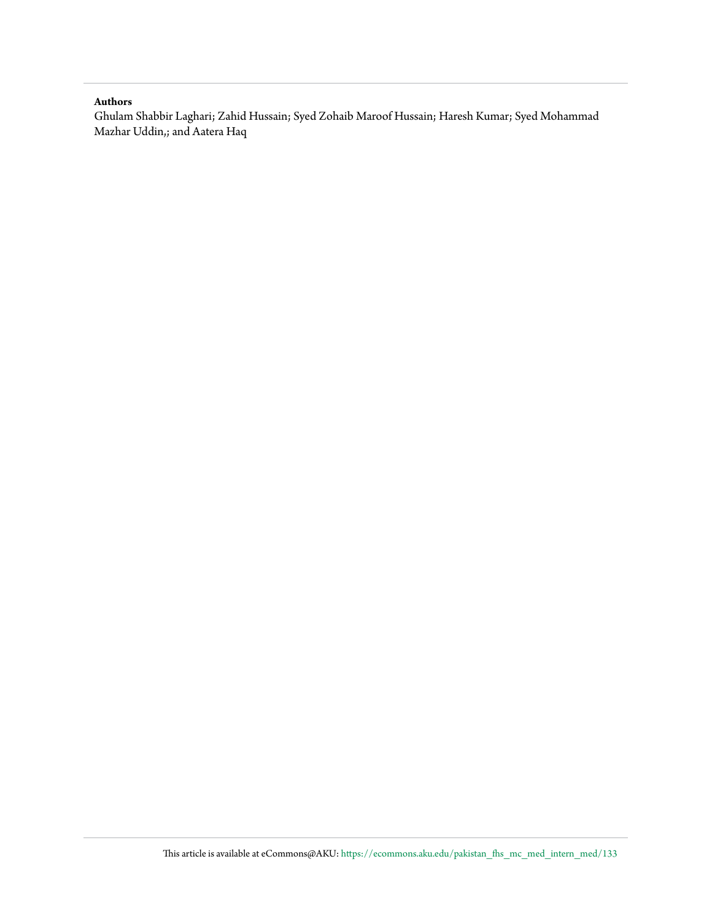**Authors**

Ghulam Shabbir Laghari; Zahid Hussain; Syed Zohaib Maroof Hussain; Haresh Kumar; Syed Mohammad Mazhar Uddin,; and Aatera Haq

This article is available at eCommons@AKU: https://ecommons.aku.edu/pakistan_fhs_mc_med_intern_med/133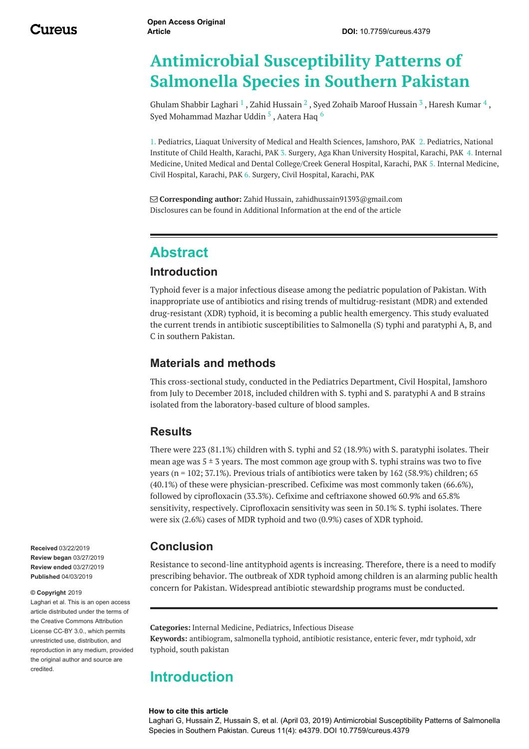# Antimicrobial Susceptibility Patterns of Salmonella Species in Southern Pakistan

Ghulam Shabbir Laghari [1] , Zahid Hussain [2] , Syed Zohaib Maroof Hussain [3] , Haresh Kumar [4] , Syed Mohammad Mazhar Uddin [5] , Aatera Haq [6]

1. Pediatrics, Liaquat University of Medical and Health Sciences, Jamshoro, PAK 2. Pediatrics, National Institute of Child Health, Karachi, PAK 3. Surgery, Aga Khan University Hospital, Karachi, PAK 4. Internal Medicine, United Medical and Dental College/Creek General Hospital, Karachi, PAK 5. Internal Medicine, Civil Hospital, Karachi, PAK 6. Surgery, Civil Hospital, Karachi, PAK

**Corresponding author:** Zahid Hussain, zahidhussain91393@gmail.com
Disclosures can be found in Additional Information at the end of the article

## Abstract

### Introduction

Typhoid fever is a major infectious disease among the pediatric population of Pakistan. With inappropriate use of antibiotics and rising trends of multidrug-resistant (MDR) and extended drug-resistant (XDR) typhoid, it is becoming a public health emergency. This study evaluated the current trends in antibiotic susceptibilities to Salmonella (S) typhi and paratyphi A, B, and C in southern Pakistan.

### Materials and methods

This cross-sectional study, conducted in the Pediatrics Department, Civil Hospital, Jamshoro from July to December 2018, included children with S. typhi and S. paratyphi A and B strains isolated from the laboratory-based culture of blood samples.

### Results

There were 223 (81.1%) children with S. typhi and 52 (18.9%) with S. paratyphi isolates. Their mean age was 5 ± 3 years. The most common age group with S. typhi strains was two to five years (n = 102; 37.1%). Previous trials of antibiotics were taken by 162 (58.9%) children; 65 (40.1%) of these were physician-prescribed. Cefixime was most commonly taken (66.6%), followed by ciprofloxacin (33.3%). Cefixime and ceftriaxone showed 60.9% and 65.8% sensitivity, respectively. Ciprofloxacin sensitivity was seen in 50.1% S. typhi isolates. There were six (2.6%) cases of MDR typhoid and two (0.9%) cases of XDR typhoid.

### Conclusion

Resistance to second-line antityphoid agents is increasing. Therefore, there is a need to modify prescribing behavior. The outbreak of XDR typhoid among children is an alarming public health concern for Pakistan. Widespread antibiotic stewardship programs must be conducted.

**Received** 03/22/2019
**Review began** 03/27/2019
**Review ended** 03/27/2019
**Published** 04/03/2019

**© Copyright** 2019
Laghari et al. This is an open access article distributed under the terms of the Creative Commons Attribution License CC-BY 3.0., which permits unrestricted use, distribution, and reproduction in any medium, provided the original author and source are credited.

**Categories:** Internal Medicine, Pediatrics, Infectious Disease
**Keywords:** antibiogram, salmonella typhoid, antibiotic resistance, enteric fever, mdr typhoid, xdr typhoid, south pakistan

## Introduction

**How to cite this article**
Laghari G, Hussain Z, Hussain S, et al. (April 03, 2019) Antimicrobial Susceptibility Patterns of Salmonella Species in Southern Pakistan. Cureus 11(4): e4379. DOI 10.7759/cureus.4379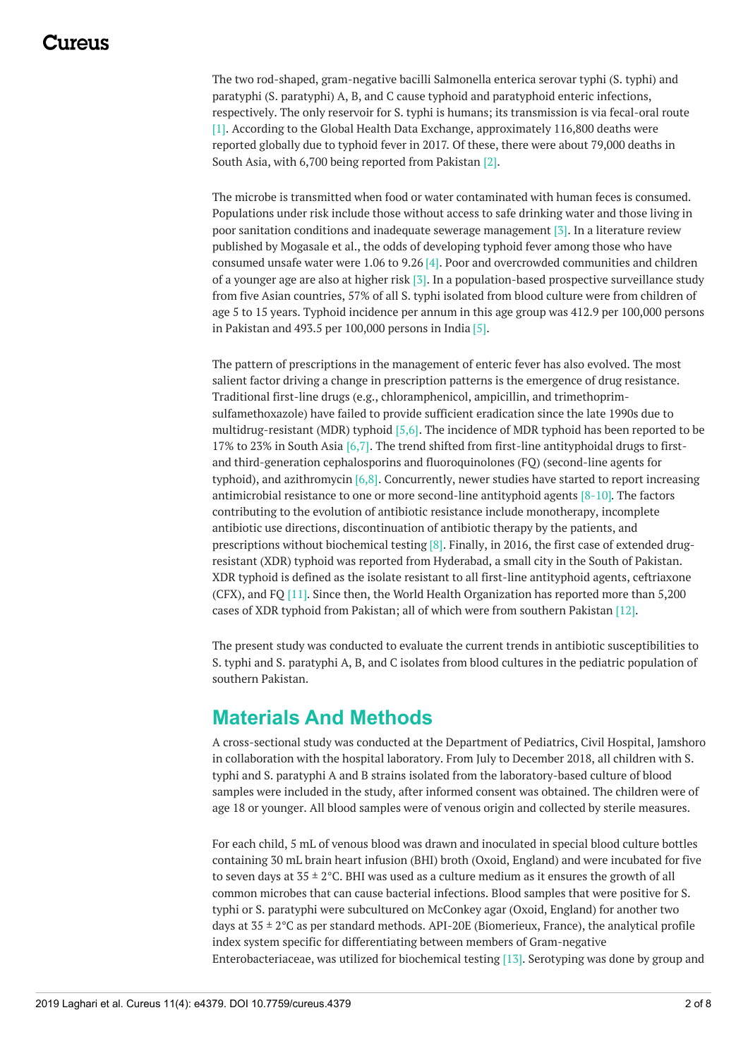The two rod-shaped, gram-negative bacilli Salmonella enterica serovar typhi (S. typhi) and paratyphi (S. paratyphi) A, B, and C cause typhoid and paratyphoid enteric infections, respectively. The only reservoir for S. typhi is humans; its transmission is via fecal-oral route [1]. According to the Global Health Data Exchange, approximately 116,800 deaths were reported globally due to typhoid fever in 2017. Of these, there were about 79,000 deaths in South Asia, with 6,700 being reported from Pakistan [2].

The microbe is transmitted when food or water contaminated with human feces is consumed. Populations under risk include those without access to safe drinking water and those living in poor sanitation conditions and inadequate sewerage management [3]. In a literature review published by Mogasale et al., the odds of developing typhoid fever among those who have consumed unsafe water were 1.06 to 9.26 [4]. Poor and overcrowded communities and children of a younger age are also at higher risk [3]. In a population-based prospective surveillance study from five Asian countries, 57% of all S. typhi isolated from blood culture were from children of age 5 to 15 years. Typhoid incidence per annum in this age group was 412.9 per 100,000 persons in Pakistan and 493.5 per 100,000 persons in India [5].

The pattern of prescriptions in the management of enteric fever has also evolved. The most salient factor driving a change in prescription patterns is the emergence of drug resistance. Traditional first-line drugs (e.g., chloramphenicol, ampicillin, and trimethoprim-sulfamethoxazole) have failed to provide sufficient eradication since the late 1990s due to multidrug-resistant (MDR) typhoid [5,6]. The incidence of MDR typhoid has been reported to be 17% to 23% in South Asia [6,7]. The trend shifted from first-line antityphoidal drugs to first- and third-generation cephalosporins and fluoroquinolones (FQ) (second-line agents for typhoid), and azithromycin [6,8]. Concurrently, newer studies have started to report increasing antimicrobial resistance to one or more second-line antityphoid agents [8-10]. The factors contributing to the evolution of antibiotic resistance include monotherapy, incomplete antibiotic use directions, discontinuation of antibiotic therapy by the patients, and prescriptions without biochemical testing [8]. Finally, in 2016, the first case of extended drug-resistant (XDR) typhoid was reported from Hyderabad, a small city in the South of Pakistan. XDR typhoid is defined as the isolate resistant to all first-line antityphoid agents, ceftriaxone (CFX), and FQ [11]. Since then, the World Health Organization has reported more than 5,200 cases of XDR typhoid from Pakistan; all of which were from southern Pakistan [12].

The present study was conducted to evaluate the current trends in antibiotic susceptibilities to S. typhi and S. paratyphi A, B, and C isolates from blood cultures in the pediatric population of southern Pakistan.

## Materials And Methods

A cross-sectional study was conducted at the Department of Pediatrics, Civil Hospital, Jamshoro in collaboration with the hospital laboratory. From July to December 2018, all children with S. typhi and S. paratyphi A and B strains isolated from the laboratory-based culture of blood samples were included in the study, after informed consent was obtained. The children were of age 18 or younger. All blood samples were of venous origin and collected by sterile measures.

For each child, 5 mL of venous blood was drawn and inoculated in special blood culture bottles containing 30 mL brain heart infusion (BHI) broth (Oxoid, England) and were incubated for five to seven days at 35 ± 2°C. BHI was used as a culture medium as it ensures the growth of all common microbes that can cause bacterial infections. Blood samples that were positive for S. typhi or S. paratyphi were subcultured on McConkey agar (Oxoid, England) for another two days at 35 ± 2°C as per standard methods. API-20E (Biomerieux, France), the analytical profile index system specific for differentiating between members of Gram-negative Enterobacteriaceae, was utilized for biochemical testing [13]. Serotyping was done by group and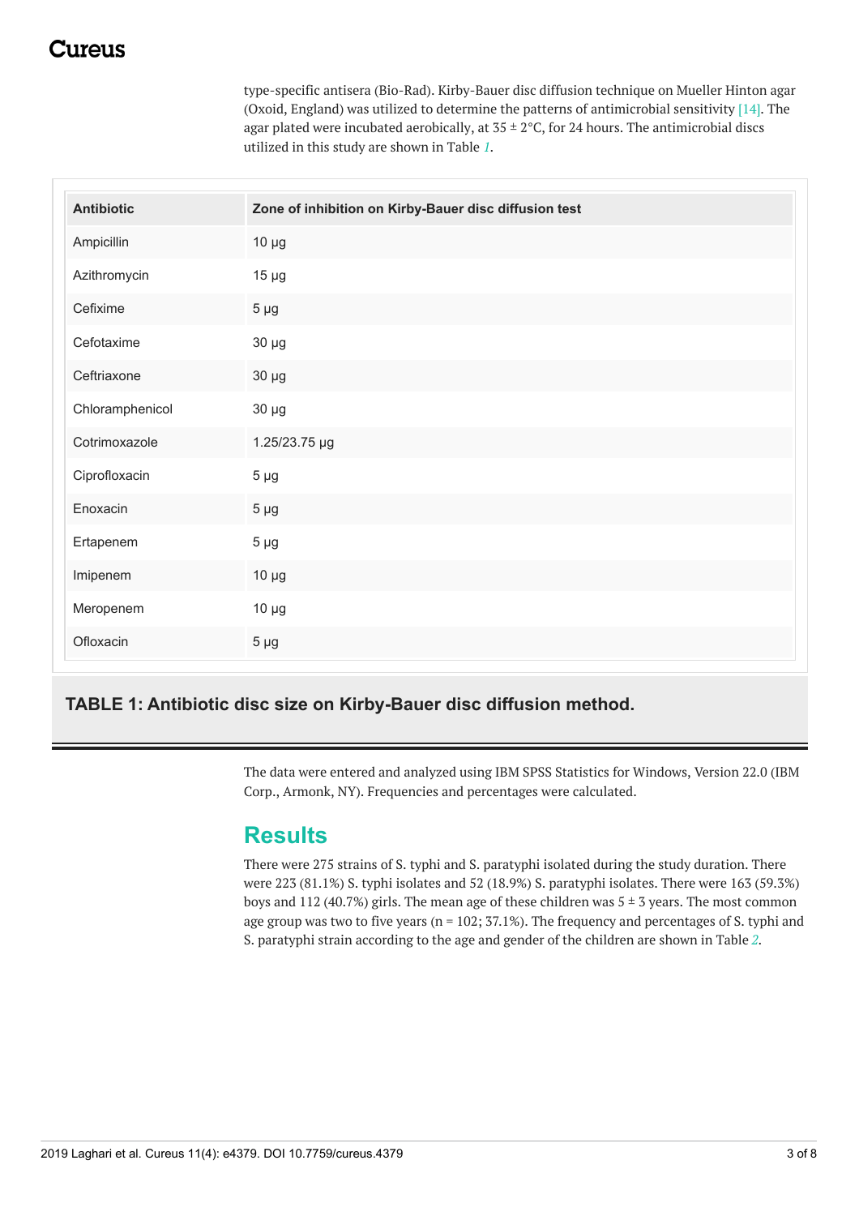type-specific antisera (Bio-Rad). Kirby-Bauer disc diffusion technique on Mueller Hinton agar (Oxoid, England) was utilized to determine the patterns of antimicrobial sensitivity [14]. The agar plated were incubated aerobically, at 35 ± 2°C, for 24 hours. The antimicrobial discs utilized in this study are shown in Table 1.

| Antibiotic | Zone of inhibition on Kirby-Bauer disc diffusion test |
|---|---|
| Ampicillin | 10 µg |
| Azithromycin | 15 µg |
| Cefixime | 5 µg |
| Cefotaxime | 30 µg |
| Ceftriaxone | 30 µg |
| Chloramphenicol | 30 µg |
| Cotrimoxazole | 1.25/23.75 µg |
| Ciprofloxacin | 5 µg |
| Enoxacin | 5 µg |
| Ertapenem | 5 µg |
| Imipenem | 10 µg |
| Meropenem | 10 µg |
| Ofloxacin | 5 µg |

**TABLE 1: Antibiotic disc size on Kirby-Bauer disc diffusion method.**

The data were entered and analyzed using IBM SPSS Statistics for Windows, Version 22.0 (IBM Corp., Armonk, NY). Frequencies and percentages were calculated.

## Results

There were 275 strains of S. typhi and S. paratyphi isolated during the study duration. There were 223 (81.1%) S. typhi isolates and 52 (18.9%) S. paratyphi isolates. There were 163 (59.3%) boys and 112 (40.7%) girls. The mean age of these children was 5 ± 3 years. The most common age group was two to five years (n = 102; 37.1%). The frequency and percentages of S. typhi and S. paratyphi strain according to the age and gender of the children are shown in Table 2.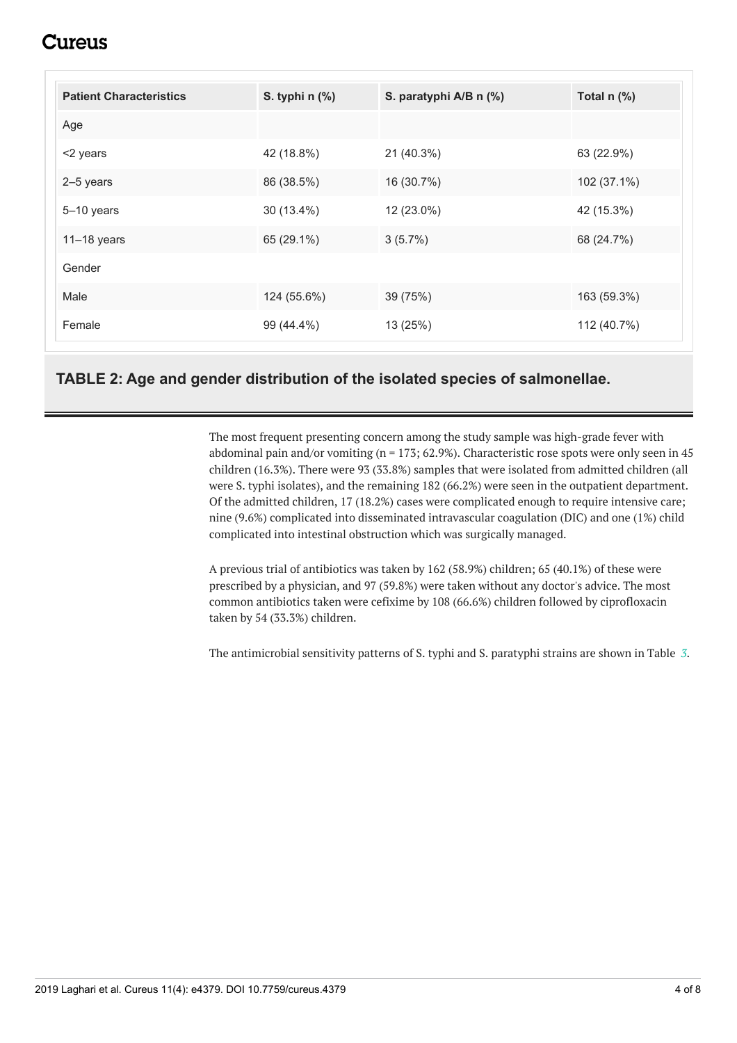| Patient Characteristics | S. typhi n (%) | S. paratyphi A/B n (%) | Total n (%) |
|---|---|---|---|
| Age | | | |
| <2 years | 42 (18.8%) | 21 (40.3%) | 63 (22.9%) |
| 2–5 years | 86 (38.5%) | 16 (30.7%) | 102 (37.1%) |
| 5–10 years | 30 (13.4%) | 12 (23.0%) | 42 (15.3%) |
| 11–18 years | 65 (29.1%) | 3 (5.7%) | 68 (24.7%) |
| Gender | | | |
| Male | 124 (55.6%) | 39 (75%) | 163 (59.3%) |
| Female | 99 (44.4%) | 13 (25%) | 112 (40.7%) |

**TABLE 2: Age and gender distribution of the isolated species of salmonellae.**

The most frequent presenting concern among the study sample was high-grade fever with abdominal pain and/or vomiting (n = 173; 62.9%). Characteristic rose spots were only seen in 45 children (16.3%). There were 93 (33.8%) samples that were isolated from admitted children (all were S. typhi isolates), and the remaining 182 (66.2%) were seen in the outpatient department. Of the admitted children, 17 (18.2%) cases were complicated enough to require intensive care; nine (9.6%) complicated into disseminated intravascular coagulation (DIC) and one (1%) child complicated into intestinal obstruction which was surgically managed.

A previous trial of antibiotics was taken by 162 (58.9%) children; 65 (40.1%) of these were prescribed by a physician, and 97 (59.8%) were taken without any doctor's advice. The most common antibiotics taken were cefixime by 108 (66.6%) children followed by ciprofloxacin taken by 54 (33.3%) children.

The antimicrobial sensitivity patterns of S. typhi and S. paratyphi strains are shown in Table 3.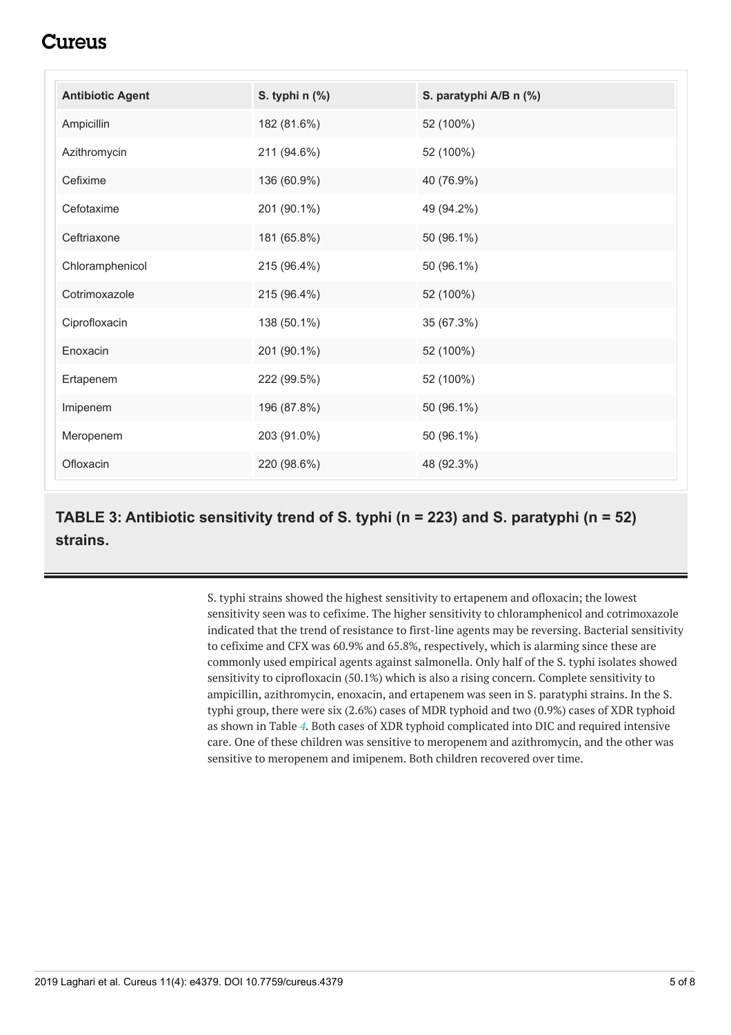| Antibiotic Agent | S. typhi n (%) | S. paratyphi A/B n (%) |
|---|---|---|
| Ampicillin | 182 (81.6%) | 52 (100%) |
| Azithromycin | 211 (94.6%) | 52 (100%) |
| Cefixime | 136 (60.9%) | 40 (76.9%) |
| Cefotaxime | 201 (90.1%) | 49 (94.2%) |
| Ceftriaxone | 181 (65.8%) | 50 (96.1%) |
| Chloramphenicol | 215 (96.4%) | 50 (96.1%) |
| Cotrimoxazole | 215 (96.4%) | 52 (100%) |
| Ciprofloxacin | 138 (50.1%) | 35 (67.3%) |
| Enoxacin | 201 (90.1%) | 52 (100%) |
| Ertapenem | 222 (99.5%) | 52 (100%) |
| Imipenem | 196 (87.8%) | 50 (96.1%) |
| Meropenem | 203 (91.0%) | 50 (96.1%) |
| Ofloxacin | 220 (98.6%) | 48 (92.3%) |

**TABLE 3: Antibiotic sensitivity trend of S. typhi (n = 223) and S. paratyphi (n = 52) strains.**

S. typhi strains showed the highest sensitivity to ertapenem and ofloxacin; the lowest sensitivity seen was to cefixime. The higher sensitivity to chloramphenicol and cotrimoxazole indicated that the trend of resistance to first-line agents may be reversing. Bacterial sensitivity to cefixime and CFX was 60.9% and 65.8%, respectively, which is alarming since these are commonly used empirical agents against salmonella. Only half of the S. typhi isolates showed sensitivity to ciprofloxacin (50.1%) which is also a rising concern. Complete sensitivity to ampicillin, azithromycin, enoxacin, and ertapenem was seen in S. paratyphi strains. In the S. typhi group, there were six (2.6%) cases of MDR typhoid and two (0.9%) cases of XDR typhoid as shown in Table *4*. Both cases of XDR typhoid complicated into DIC and required intensive care. One of these children was sensitive to meropenem and azithromycin, and the other was sensitive to meropenem and imipenem. Both children recovered over time.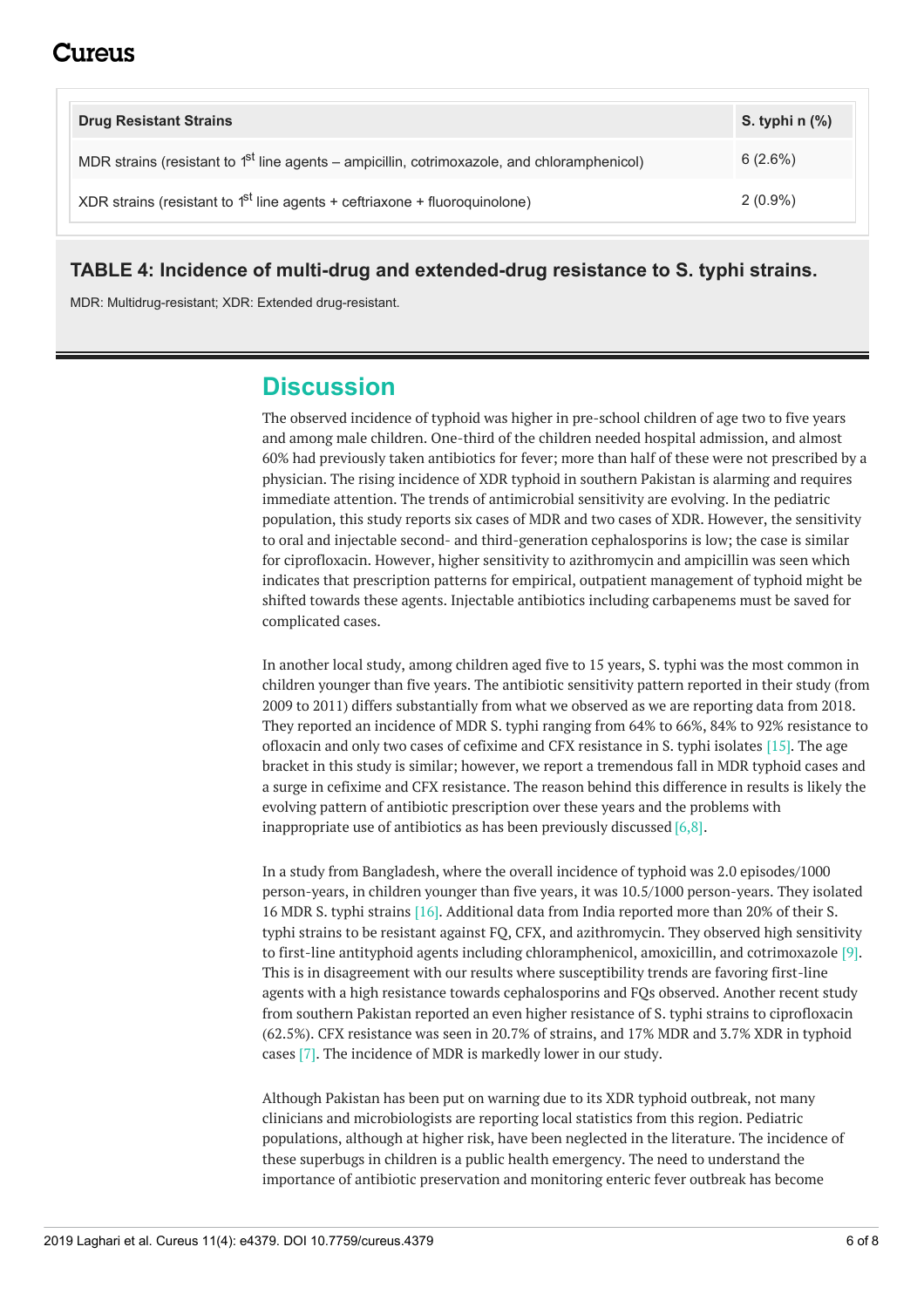| Drug Resistant Strains | S. typhi n (%) |
|---|---|
| MDR strains (resistant to 1st line agents – ampicillin, cotrimoxazole, and chloramphenicol) | 6 (2.6%) |
| XDR strains (resistant to 1st line agents + ceftriaxone + fluoroquinolone) | 2 (0.9%) |

**TABLE 4: Incidence of multi-drug and extended-drug resistance to S. typhi strains.**

MDR: Multidrug-resistant; XDR: Extended drug-resistant.

## Discussion

The observed incidence of typhoid was higher in pre-school children of age two to five years and among male children. One-third of the children needed hospital admission, and almost 60% had previously taken antibiotics for fever; more than half of these were not prescribed by a physician. The rising incidence of XDR typhoid in southern Pakistan is alarming and requires immediate attention. The trends of antimicrobial sensitivity are evolving. In the pediatric population, this study reports six cases of MDR and two cases of XDR. However, the sensitivity to oral and injectable second- and third-generation cephalosporins is low; the case is similar for ciprofloxacin. However, higher sensitivity to azithromycin and ampicillin was seen which indicates that prescription patterns for empirical, outpatient management of typhoid might be shifted towards these agents. Injectable antibiotics including carbapenems must be saved for complicated cases.

In another local study, among children aged five to 15 years, S. typhi was the most common in children younger than five years. The antibiotic sensitivity pattern reported in their study (from 2009 to 2011) differs substantially from what we observed as we are reporting data from 2018. They reported an incidence of MDR S. typhi ranging from 64% to 66%, 84% to 92% resistance to ofloxacin and only two cases of cefixime and CFX resistance in S. typhi isolates [15]. The age bracket in this study is similar; however, we report a tremendous fall in MDR typhoid cases and a surge in cefixime and CFX resistance. The reason behind this difference in results is likely the evolving pattern of antibiotic prescription over these years and the problems with inappropriate use of antibiotics as has been previously discussed [6,8].

In a study from Bangladesh, where the overall incidence of typhoid was 2.0 episodes/1000 person-years, in children younger than five years, it was 10.5/1000 person-years. They isolated 16 MDR S. typhi strains [16]. Additional data from India reported more than 20% of their S. typhi strains to be resistant against FQ, CFX, and azithromycin. They observed high sensitivity to first-line antityphoid agents including chloramphenicol, amoxicillin, and cotrimoxazole [9]. This is in disagreement with our results where susceptibility trends are favoring first-line agents with a high resistance towards cephalosporins and FQs observed. Another recent study from southern Pakistan reported an even higher resistance of S. typhi strains to ciprofloxacin (62.5%). CFX resistance was seen in 20.7% of strains, and 17% MDR and 3.7% XDR in typhoid cases [7]. The incidence of MDR is markedly lower in our study.

Although Pakistan has been put on warning due to its XDR typhoid outbreak, not many clinicians and microbiologists are reporting local statistics from this region. Pediatric populations, although at higher risk, have been neglected in the literature. The incidence of these superbugs in children is a public health emergency. The need to understand the importance of antibiotic preservation and monitoring enteric fever outbreak has become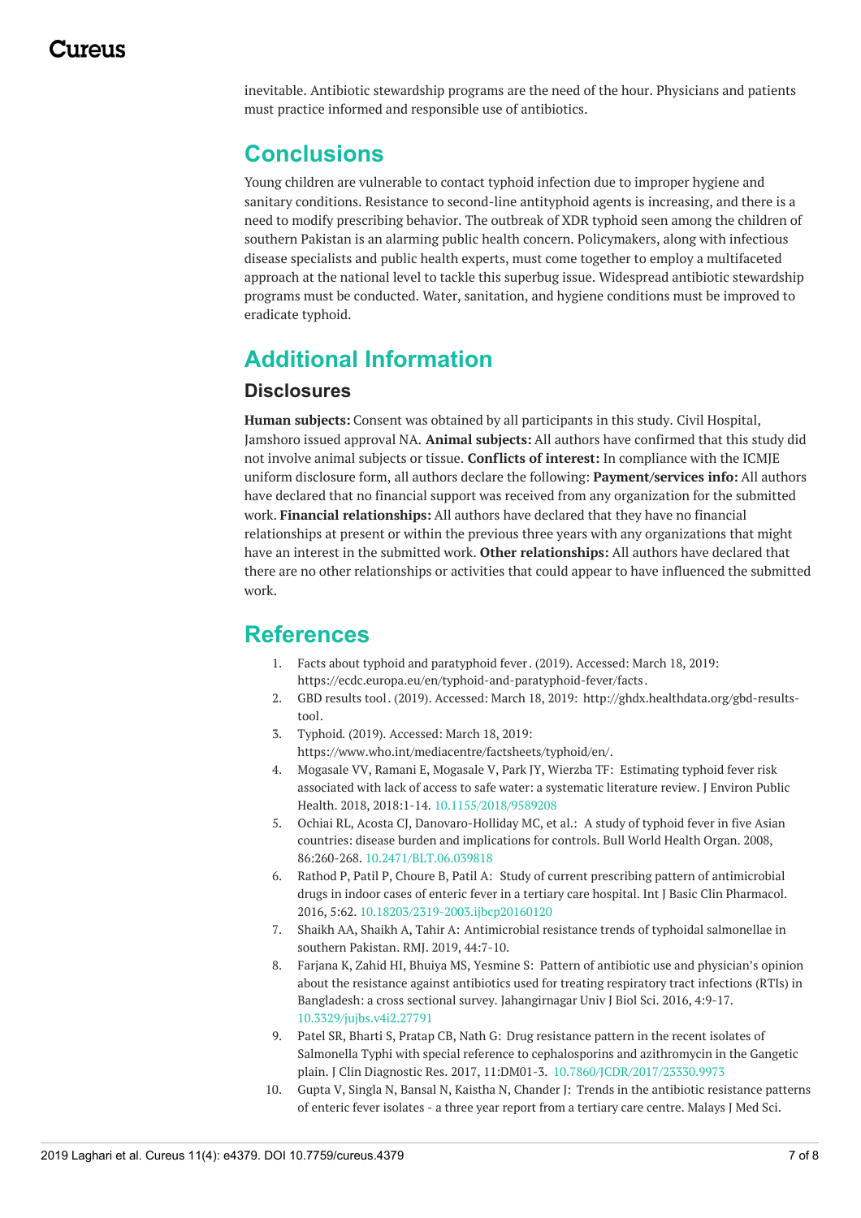inevitable. Antibiotic stewardship programs are the need of the hour. Physicians and patients must practice informed and responsible use of antibiotics.

## Conclusions

Young children are vulnerable to contact typhoid infection due to improper hygiene and sanitary conditions. Resistance to second-line antityphoid agents is increasing, and there is a need to modify prescribing behavior. The outbreak of XDR typhoid seen among the children of southern Pakistan is an alarming public health concern. Policymakers, along with infectious disease specialists and public health experts, must come together to employ a multifaceted approach at the national level to tackle this superbug issue. Widespread antibiotic stewardship programs must be conducted. Water, sanitation, and hygiene conditions must be improved to eradicate typhoid.

## Additional Information

### Disclosures

**Human subjects:** Consent was obtained by all participants in this study. Civil Hospital, Jamshoro issued approval NA. **Animal subjects:** All authors have confirmed that this study did not involve animal subjects or tissue. **Conflicts of interest:** In compliance with the ICMJE uniform disclosure form, all authors declare the following: **Payment/services info:** All authors have declared that no financial support was received from any organization for the submitted work. **Financial relationships:** All authors have declared that they have no financial relationships at present or within the previous three years with any organizations that might have an interest in the submitted work. **Other relationships:** All authors have declared that there are no other relationships or activities that could appear to have influenced the submitted work.

## References

1. Facts about typhoid and paratyphoid fever. (2019). Accessed: March 18, 2019: https://ecdc.europa.eu/en/typhoid-and-paratyphoid-fever/facts.
2. GBD results tool. (2019). Accessed: March 18, 2019: http://ghdx.healthdata.org/gbd-results-tool.
3. Typhoid. (2019). Accessed: March 18, 2019: https://www.who.int/mediacentre/factsheets/typhoid/en/.
4. Mogasale VV, Ramani E, Mogasale V, Park JY, Wierzba TF: Estimating typhoid fever risk associated with lack of access to safe water: a systematic literature review. J Environ Public Health. 2018, 2018:1-14. 10.1155/2018/9589208
5. Ochiai RL, Acosta CJ, Danovaro-Holliday MC, et al.: A study of typhoid fever in five Asian countries: disease burden and implications for controls. Bull World Health Organ. 2008, 86:260-268. 10.2471/BLT.06.039818
6. Rathod P, Patil P, Choure B, Patil A: Study of current prescribing pattern of antimicrobial drugs in indoor cases of enteric fever in a tertiary care hospital. Int J Basic Clin Pharmacol. 2016, 5:62. 10.18203/2319-2003.ijbcp20160120
7. Shaikh AA, Shaikh A, Tahir A: Antimicrobial resistance trends of typhoidal salmonellae in southern Pakistan. RMJ. 2019, 44:7-10.
8. Farjana K, Zahid HI, Bhuiya MS, Yesmine S: Pattern of antibiotic use and physician's opinion about the resistance against antibiotics used for treating respiratory tract infections (RTIs) in Bangladesh: a cross sectional survey. Jahangirnagar Univ J Biol Sci. 2016, 4:9-17. 10.3329/jujbs.v4i2.27791
9. Patel SR, Bharti S, Pratap CB, Nath G: Drug resistance pattern in the recent isolates of Salmonella Typhi with special reference to cephalosporins and azithromycin in the Gangetic plain. J Clin Diagnostic Res. 2017, 11:DM01-3. 10.7860/JCDR/2017/23330.9973
10. Gupta V, Singla N, Bansal N, Kaistha N, Chander J: Trends in the antibiotic resistance patterns of enteric fever isolates - a three year report from a tertiary care centre. Malays J Med Sci.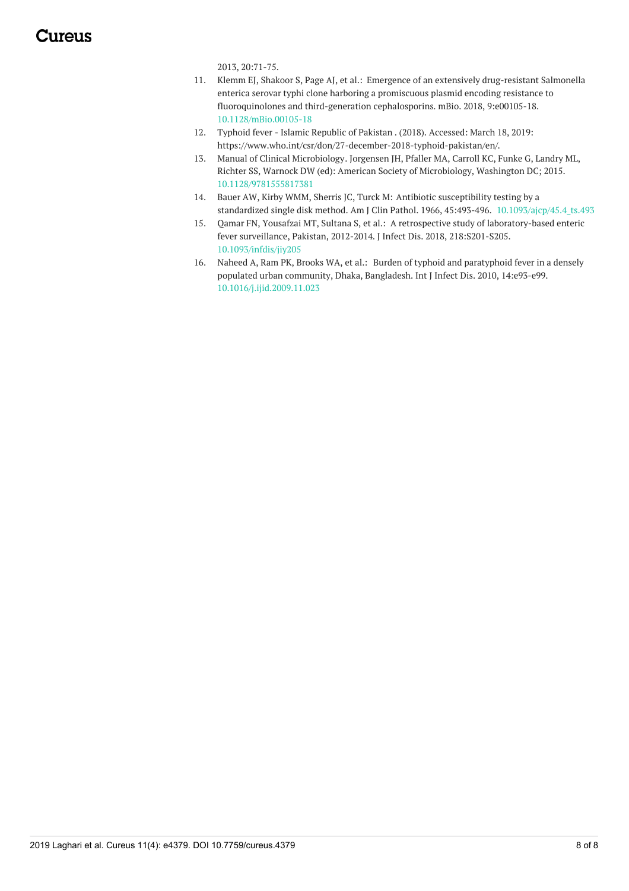2013, 20:71-75.

11. Klemm EJ, Shakoor S, Page AJ, et al.: Emergence of an extensively drug-resistant Salmonella enterica serovar typhi clone harboring a promiscuous plasmid encoding resistance to fluoroquinolones and third-generation cephalosporins. mBio. 2018, 9:e00105-18. 10.1128/mBio.00105-18
12. Typhoid fever - Islamic Republic of Pakistan . (2018). Accessed: March 18, 2019: https://www.who.int/csr/don/27-december-2018-typhoid-pakistan/en/.
13. Manual of Clinical Microbiology. Jorgensen JH, Pfaller MA, Carroll KC, Funke G, Landry ML, Richter SS, Warnock DW (ed): American Society of Microbiology, Washington DC; 2015. 10.1128/9781555817381
14. Bauer AW, Kirby WMM, Sherris JC, Turck M: Antibiotic susceptibility testing by a standardized single disk method. Am J Clin Pathol. 1966, 45:493-496. 10.1093/ajcp/45.4_ts.493
15. Qamar FN, Yousafzai MT, Sultana S, et al.: A retrospective study of laboratory-based enteric fever surveillance, Pakistan, 2012-2014. J Infect Dis. 2018, 218:S201-S205. 10.1093/infdis/jiy205
16. Naheed A, Ram PK, Brooks WA, et al.: Burden of typhoid and paratyphoid fever in a densely populated urban community, Dhaka, Bangladesh. Int J Infect Dis. 2010, 14:e93-e99. 10.1016/j.ijid.2009.11.023